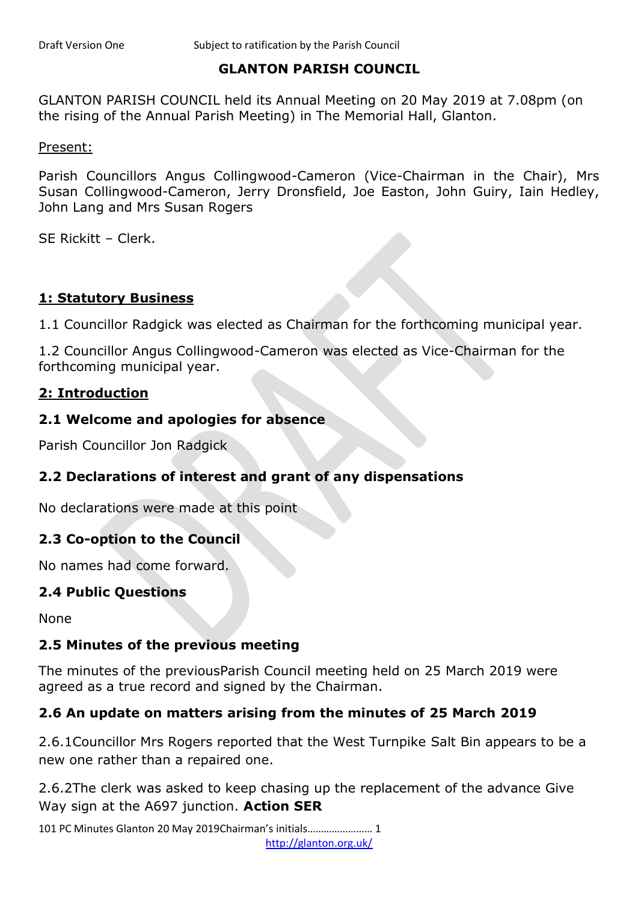Draft Version One Subject to ratification by the Parish Council

# GLANTON PARISH COUNCIL

GLANTON PARISH COUNCIL held its Annual Meeting on 20 May 2019 at 7.08pm (on the rising of the Annual Parish Meeting) in The Memorial Hall, Glanton.

Present:

Parish Councillors Angus Collingwood-Cameron (Vice-Chairman in the Chair), Mrs Susan Collingwood-Cameron, Jerry Dronsfield, Joe Easton, John Guiry, Iain Hedley, John Lang and Mrs Susan Rogers

SE Rickitt – Clerk.

## 1: Statutory Business

1.1 Councillor Radgick was elected as Chairman for the forthcoming municipal year.

1.2 Councillor Angus Collingwood-Cameron was elected as Vice-Chairman for the forthcoming municipal year.

## 2: Introduction

### 2.1 Welcome and apologies for absence

Parish Councillor Jon Radgick

### 2.2 Declarations of interest and grant of any dispensations

No declarations were made at this point

### 2.3 Co-option to the Council

No names had come forward.

### 2.4 Public Questions

None

### 2.5 Minutes of the previous meeting

The minutes of the previousParish Council meeting held on 25 March 2019 were agreed as a true record and signed by the Chairman.

### 2.6 An update on matters arising from the minutes of 25 March 2019

2.6.1Councillor Mrs Rogers reported that the West Turnpike Salt Bin appears to be a new one rather than a repaired one.

2.6.2The clerk was asked to keep chasing up the replacement of the advance Give Way sign at the A697 junction. **Action SER**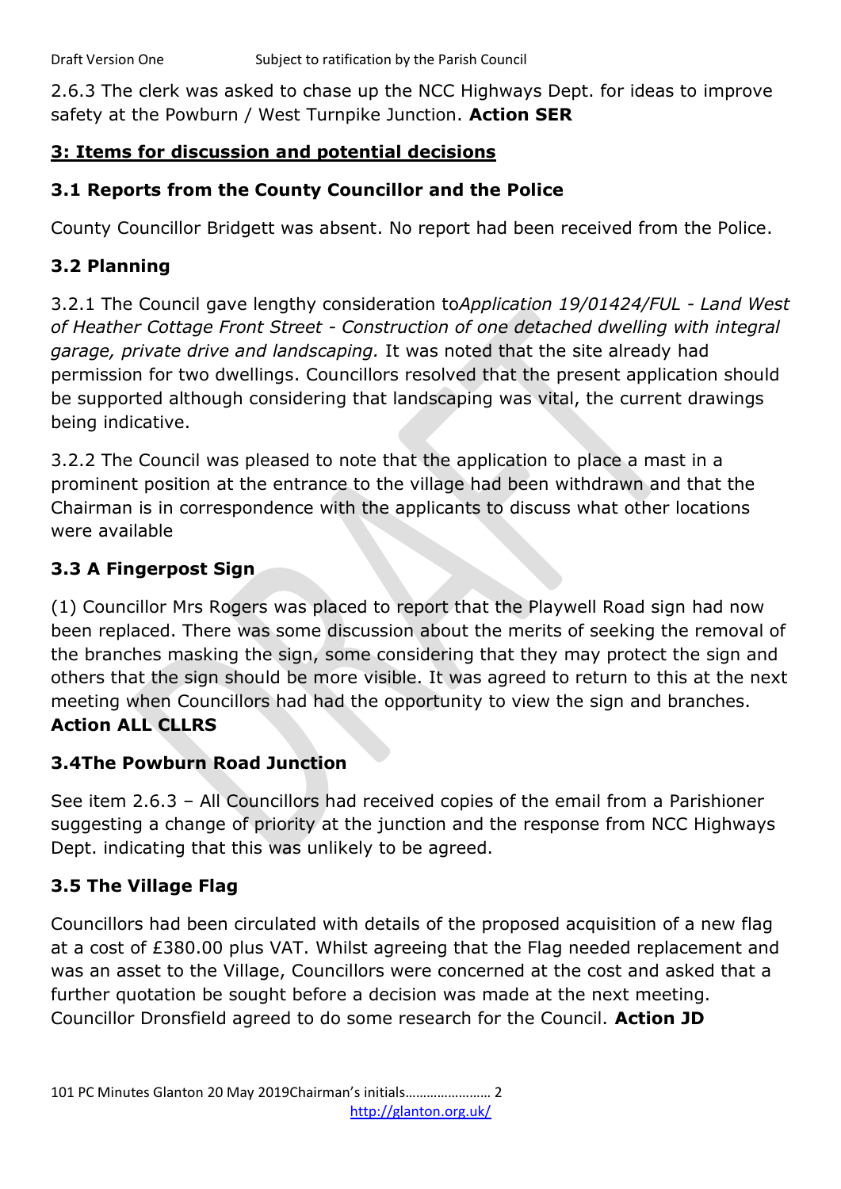2.6.3 The clerk was asked to chase up the NCC Highways Dept. for ideas to improve safety at the Powburn / West Turnpike Junction. **Action SER**

## 3: Items for discussion and potential decisions

### 3.1 Reports from the County Councillor and the Police

County Councillor Bridgett was absent. No report had been received from the Police.

### 3.2 Planning

3.2.1 The Council gave lengthy consideration to*Application 19/01424/FUL - Land West of Heather Cottage Front Street - Construction of one detached dwelling with integral garage, private drive and landscaping.* It was noted that the site already had permission for two dwellings. Councillors resolved that the present application should be supported although considering that landscaping was vital, the current drawings being indicative.

3.2.2 The Council was pleased to note that the application to place a mast in a prominent position at the entrance to the village had been withdrawn and that the Chairman is in correspondence with the applicants to discuss what other locations were available

### 3.3 A Fingerpost Sign

(1) Councillor Mrs Rogers was placed to report that the Playwell Road sign had now been replaced. There was some discussion about the merits of seeking the removal of the branches masking the sign, some considering that they may protect the sign and others that the sign should be more visible. It was agreed to return to this at the next meeting when Councillors had had the opportunity to view the sign and branches. **Action ALL CLLRS**

### 3.4The Powburn Road Junction

See item 2.6.3 – All Councillors had received copies of the email from a Parishioner suggesting a change of priority at the junction and the response from NCC Highways Dept. indicating that this was unlikely to be agreed.

### 3.5 The Village Flag

Councillors had been circulated with details of the proposed acquisition of a new flag at a cost of £380.00 plus VAT. Whilst agreeing that the Flag needed replacement and was an asset to the Village, Councillors were concerned at the cost and asked that a further quotation be sought before a decision was made at the next meeting. Councillor Dronsfield agreed to do some research for the Council. **Action JD**

101 PC Minutes Glanton 20 May 2019Chairman's initials……………………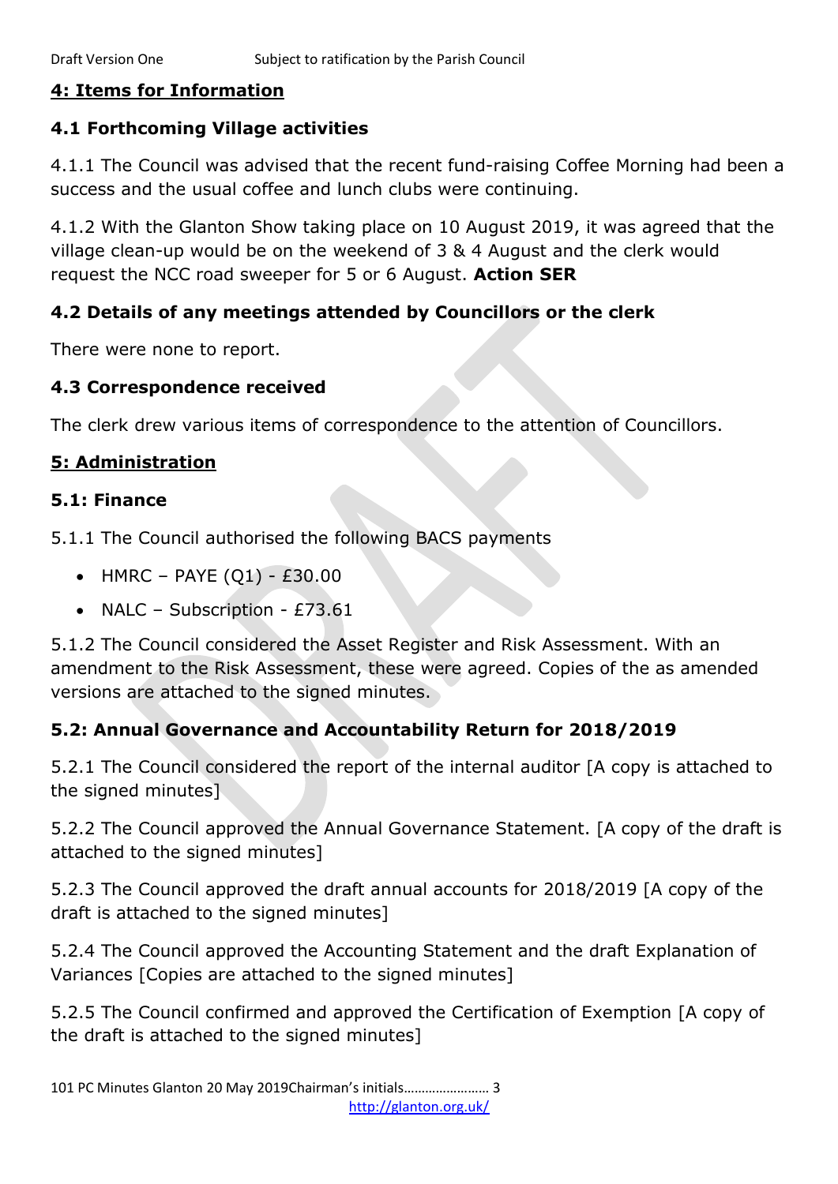## 4: Items for Information

### 4.1 Forthcoming Village activities

4.1.1 The Council was advised that the recent fund-raising Coffee Morning had been a success and the usual coffee and lunch clubs were continuing.

4.1.2 With the Glanton Show taking place on 10 August 2019, it was agreed that the village clean-up would be on the weekend of 3 & 4 August and the clerk would request the NCC road sweeper for 5 or 6 August. **Action SER**

### 4.2 Details of any meetings attended by Councillors or the clerk

There were none to report.

### 4.3 Correspondence received

The clerk drew various items of correspondence to the attention of Councillors.

## 5: Administration

### 5.1: Finance

5.1.1 The Council authorised the following BACS payments

- HMRC – PAYE (Q1) - £30.00
- NALC – Subscription - £73.61

5.1.2 The Council considered the Asset Register and Risk Assessment. With an amendment to the Risk Assessment, these were agreed. Copies of the as amended versions are attached to the signed minutes.

### 5.2: Annual Governance and Accountability Return for 2018/2019

5.2.1 The Council considered the report of the internal auditor [A copy is attached to the signed minutes]

5.2.2 The Council approved the Annual Governance Statement. [A copy of the draft is attached to the signed minutes]

5.2.3 The Council approved the draft annual accounts for 2018/2019 [A copy of the draft is attached to the signed minutes]

5.2.4 The Council approved the Accounting Statement and the draft Explanation of Variances [Copies are attached to the signed minutes]

5.2.5 The Council confirmed and approved the Certification of Exemption [A copy of the draft is attached to the signed minutes]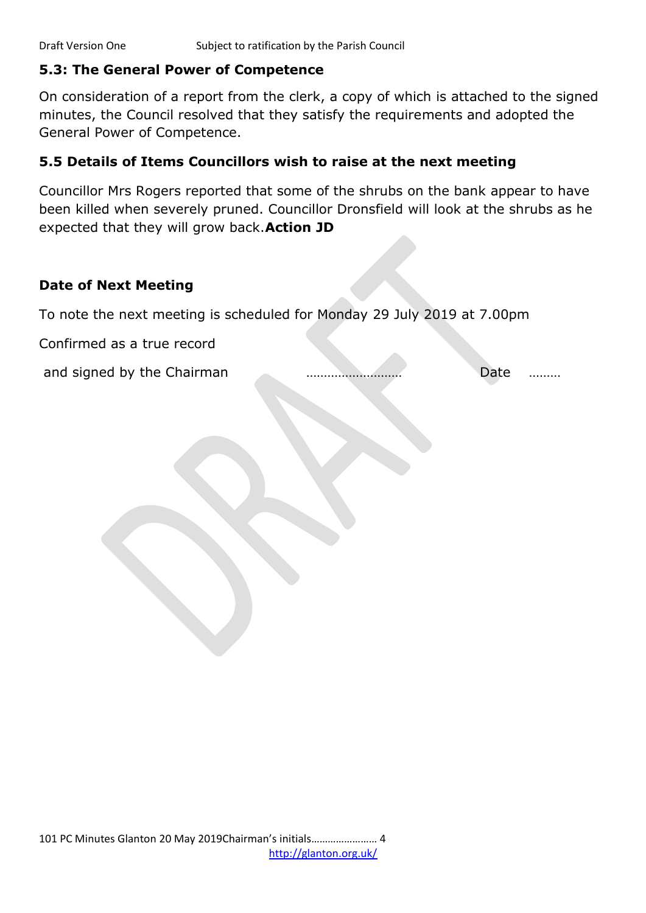### 5.3: The General Power of Competence

On consideration of a report from the clerk, a copy of which is attached to the signed minutes, the Council resolved that they satisfy the requirements and adopted the General Power of Competence.

### 5.5 Details of Items Councillors wish to raise at the next meeting

Councillor Mrs Rogers reported that some of the shrubs on the bank appear to have been killed when severely pruned. Councillor Dronsfield will look at the shrubs as he expected that they will grow back.**Action JD**

### Date of Next Meeting

To note the next meeting is scheduled for Monday 29 July 2019 at 7.00pm

Confirmed as a true record

and signed by the Chairman ……………………… Date ………